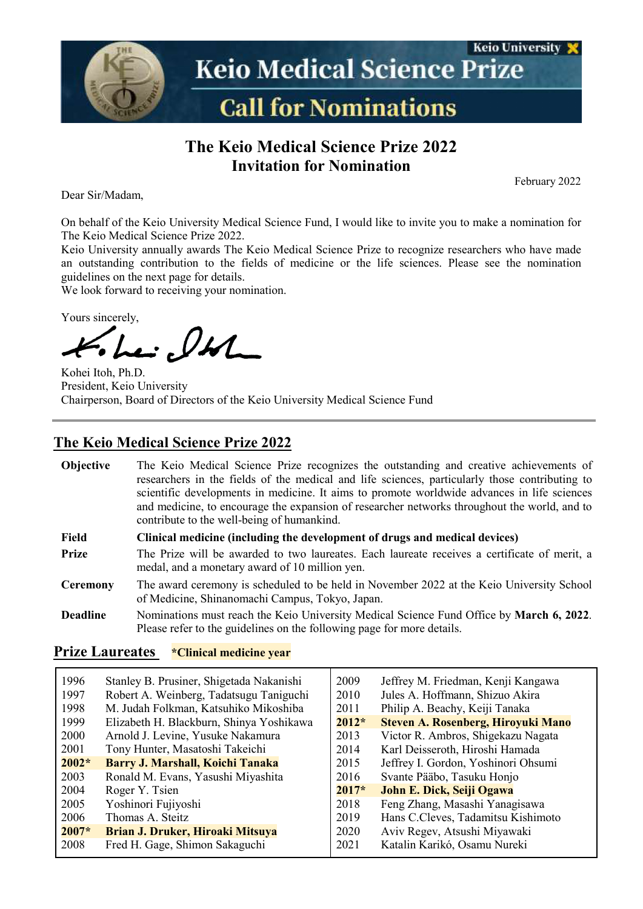Keio University

# Keio Medical Science Prize

## Call for Nominations

# The Keio Medical Science Prize 2022
# Invitation for Nomination

February 2022

Dear Sir/Madam,

On behalf of the Keio University Medical Science Fund, I would like to invite you to make a nomination for The Keio Medical Science Prize 2022.
Keio University annually awards The Keio Medical Science Prize to recognize researchers who have made an outstanding contribution to the fields of medicine or the life sciences. Please see the nomination guidelines on the next page for details.
We look forward to receiving your nomination.

Yours sincerely,

Kohei Itoh, Ph.D.
President, Keio University
Chairperson, Board of Directors of the Keio University Medical Science Fund

---

## The Keio Medical Science Prize 2022

**Objective** The Keio Medical Science Prize recognizes the outstanding and creative achievements of researchers in the fields of the medical and life sciences, particularly those contributing to scientific developments in medicine. It aims to promote worldwide advances in life sciences and medicine, to encourage the expansion of researcher networks throughout the world, and to contribute to the well-being of humankind.

**Field** **Clinical medicine (including the development of drugs and medical devices)**

**Prize** The Prize will be awarded to two laureates. Each laureate receives a certificate of merit, a medal, and a monetary award of 10 million yen.

**Ceremony** The award ceremony is scheduled to be held in November 2022 at the Keio University School of Medicine, Shinanomachi Campus, Tokyo, Japan.

**Deadline** Nominations must reach the Keio University Medical Science Fund Office by **March 6, 2022**. Please refer to the guidelines on the following page for more details.

## Prize Laureates **\*Clinical medicine year**

| Year | Laureates | Year | Laureates |
|---|---|---|---|
| 1996 | Stanley B. Prusiner, Shigetada Nakanishi | 2009 | Jeffrey M. Friedman, Kenji Kangawa |
| 1997 | Robert A. Weinberg, Tadatsugu Taniguchi | 2010 | Jules A. Hoffmann, Shizuo Akira |
| 1998 | M. Judah Folkman, Katsuhiko Mikoshiba | 2011 | Philip A. Beachy, Keiji Tanaka |
| 1999 | Elizabeth H. Blackburn, Shinya Yoshikawa | **2012*** | **Steven A. Rosenberg, Hiroyuki Mano** |
| 2000 | Arnold J. Levine, Yusuke Nakamura | 2013 | Victor R. Ambros, Shigekazu Nagata |
| 2001 | Tony Hunter, Masatoshi Takeichi | 2014 | Karl Deisseroth, Hiroshi Hamada |
| **2002*** | **Barry J. Marshall, Koichi Tanaka** | 2015 | Jeffrey I. Gordon, Yoshinori Ohsumi |
| 2003 | Ronald M. Evans, Yasushi Miyashita | 2016 | Svante Pääbo, Tasuku Honjo |
| 2004 | Roger Y. Tsien | **2017*** | **John E. Dick, Seiji Ogawa** |
| 2005 | Yoshinori Fujiyoshi | 2018 | Feng Zhang, Masashi Yanagisawa |
| 2006 | Thomas A. Steitz | 2019 | Hans C.Cleves, Tadamitsu Kishimoto |
| **2007*** | **Brian J. Druker, Hiroaki Mitsuya** | 2020 | Aviv Regev, Atsushi Miyawaki |
| 2008 | Fred H. Gage, Shimon Sakaguchi | 2021 | Katalin Karikó, Osamu Nureki |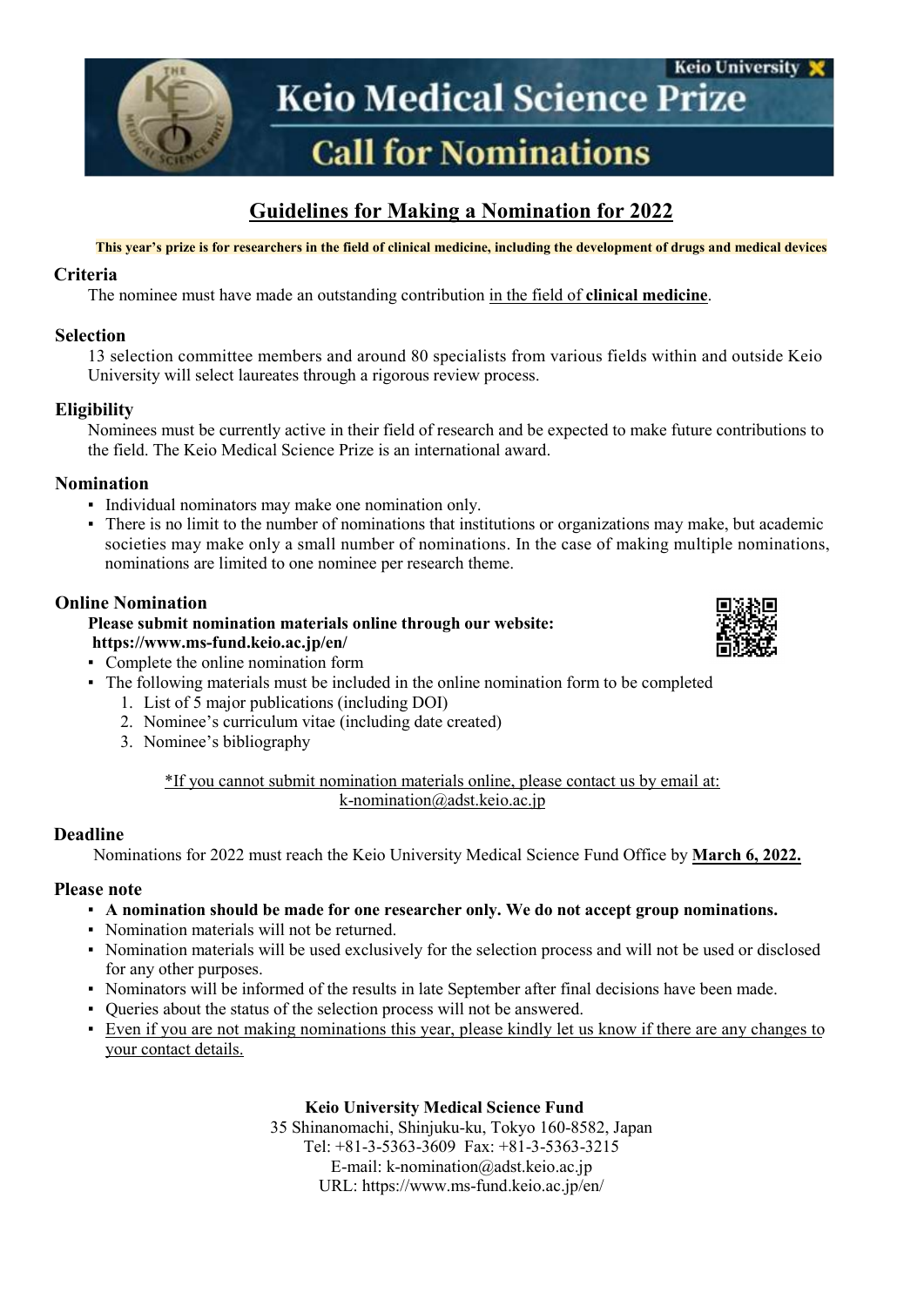# Keio Medical Science Prize

Keio University

## Call for Nominations

## Guidelines for Making a Nomination for 2022

**This year's prize is for researchers in the field of clinical medicine, including the development of drugs and medical devices**

### Criteria

The nominee must have made an outstanding contribution in the field of **clinical medicine**.

### Selection

13 selection committee members and around 80 specialists from various fields within and outside Keio University will select laureates through a rigorous review process.

### Eligibility

Nominees must be currently active in their field of research and be expected to make future contributions to the field. The Keio Medical Science Prize is an international award.

### Nomination

- Individual nominators may make one nomination only.
- There is no limit to the number of nominations that institutions or organizations may make, but academic societies may make only a small number of nominations. In the case of making multiple nominations, nominations are limited to one nominee per research theme.

### Online Nomination

**Please submit nomination materials online through our website:**
**https://www.ms-fund.keio.ac.jp/en/**

- Complete the online nomination form
- The following materials must be included in the online nomination form to be completed
  1. List of 5 major publications (including DOI)
  2. Nominee's curriculum vitae (including date created)
  3. Nominee's bibliography

*If you cannot submit nomination materials online, please contact us by email at: k-nomination@adst.keio.ac.jp

### Deadline

Nominations for 2022 must reach the Keio University Medical Science Fund Office by **March 6, 2022.**

### Please note

- **A nomination should be made for one researcher only. We do not accept group nominations.**
- Nomination materials will not be returned.
- Nomination materials will be used exclusively for the selection process and will not be used or disclosed for any other purposes.
- Nominators will be informed of the results in late September after final decisions have been made.
- Queries about the status of the selection process will not be answered.
- Even if you are not making nominations this year, please kindly let us know if there are any changes to your contact details.

**Keio University Medical Science Fund**
35 Shinanomachi, Shinjuku-ku, Tokyo 160-8582, Japan
Tel: +81-3-5363-3609 Fax: +81-3-5363-3215
E-mail: k-nomination@adst.keio.ac.jp
URL: https://www.ms-fund.keio.ac.jp/en/